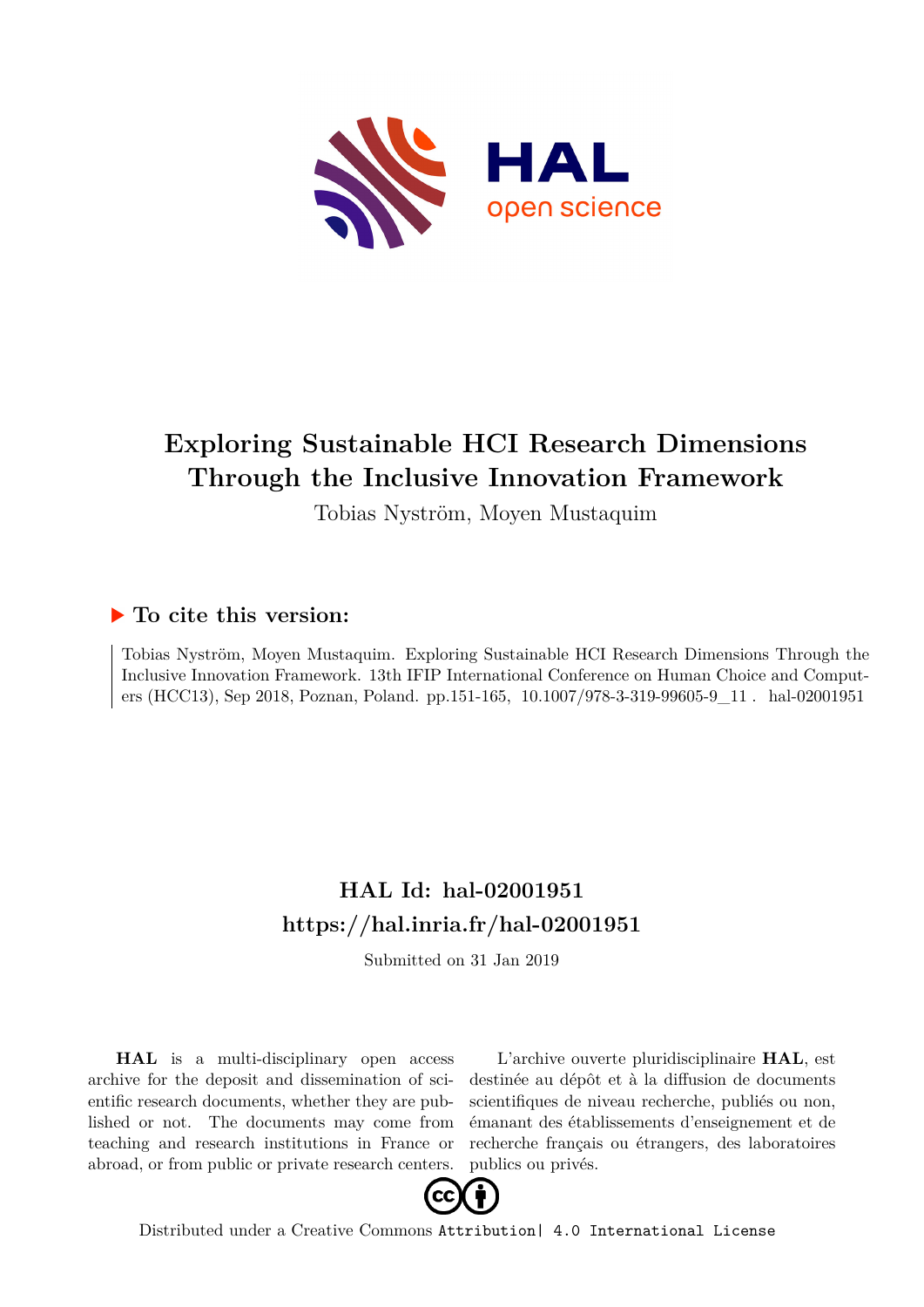# Exploring Sustainable HCI Research Dimensions Through the Inclusive Innovation Framework

Tobias Nyström, Moyen Mustaquim

## ▶ To cite this version:

Tobias Nyström, Moyen Mustaquim. Exploring Sustainable HCI Research Dimensions Through the Inclusive Innovation Framework. 13th IFIP International Conference on Human Choice and Computers (HCC13), Sep 2018, Poznan, Poland. pp.151-165, 10.1007/978-3-319-99605-9_11 . hal-02001951

## HAL Id: hal-02001951
## https://hal.inria.fr/hal-02001951

Submitted on 31 Jan 2019

**HAL** is a multi-disciplinary open access archive for the deposit and dissemination of scientific research documents, whether they are published or not. The documents may come from teaching and research institutions in France or abroad, or from public or private research centers.

L'archive ouverte pluridisciplinaire **HAL**, est destinée au dépôt et à la diffusion de documents scientifiques de niveau recherche, publiés ou non, émanant des établissements d'enseignement et de recherche français ou étrangers, des laboratoires publics ou privés.

Distributed under a Creative Commons Attribution| 4.0 International License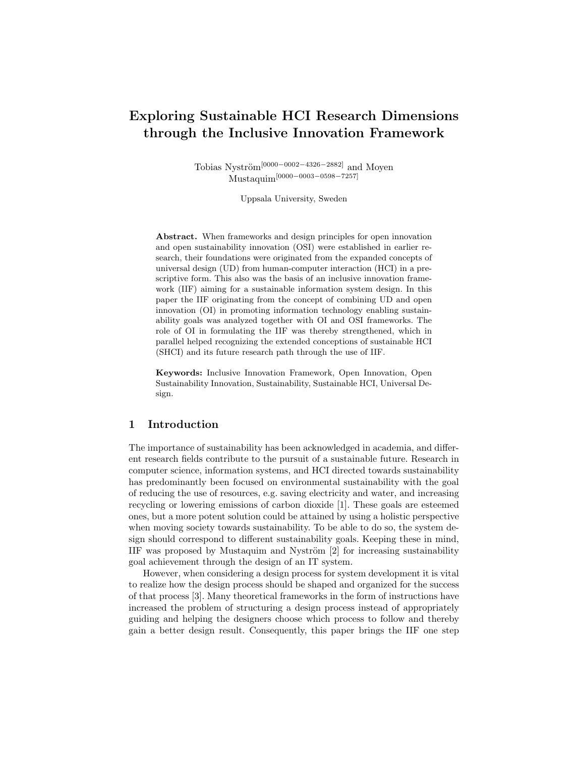# Exploring Sustainable HCI Research Dimensions through the Inclusive Innovation Framework

Tobias Nyström[0000−0002−4326−2882] and Moyen Mustaquim[0000−0003−0598−7257]

Uppsala University, Sweden

**Abstract.** When frameworks and design principles for open innovation and open sustainability innovation (OSI) were established in earlier research, their foundations were originated from the expanded concepts of universal design (UD) from human-computer interaction (HCI) in a prescriptive form. This also was the basis of an inclusive innovation framework (IIF) aiming for a sustainable information system design. In this paper the IIF originating from the concept of combining UD and open innovation (OI) in promoting information technology enabling sustainability goals was analyzed together with OI and OSI frameworks. The role of OI in formulating the IIF was thereby strengthened, which in parallel helped recognizing the extended conceptions of sustainable HCI (SHCI) and its future research path through the use of IIF.

**Keywords:** Inclusive Innovation Framework, Open Innovation, Open Sustainability Innovation, Sustainability, Sustainable HCI, Universal Design.

## 1 Introduction

The importance of sustainability has been acknowledged in academia, and different research fields contribute to the pursuit of a sustainable future. Research in computer science, information systems, and HCI directed towards sustainability has predominantly been focused on environmental sustainability with the goal of reducing the use of resources, e.g. saving electricity and water, and increasing recycling or lowering emissions of carbon dioxide [1]. These goals are esteemed ones, but a more potent solution could be attained by using a holistic perspective when moving society towards sustainability. To be able to do so, the system design should correspond to different sustainability goals. Keeping these in mind, IIF was proposed by Mustaquim and Nyström [2] for increasing sustainability goal achievement through the design of an IT system.

However, when considering a design process for system development it is vital to realize how the design process should be shaped and organized for the success of that process [3]. Many theoretical frameworks in the form of instructions have increased the problem of structuring a design process instead of appropriately guiding and helping the designers choose which process to follow and thereby gain a better design result. Consequently, this paper brings the IIF one step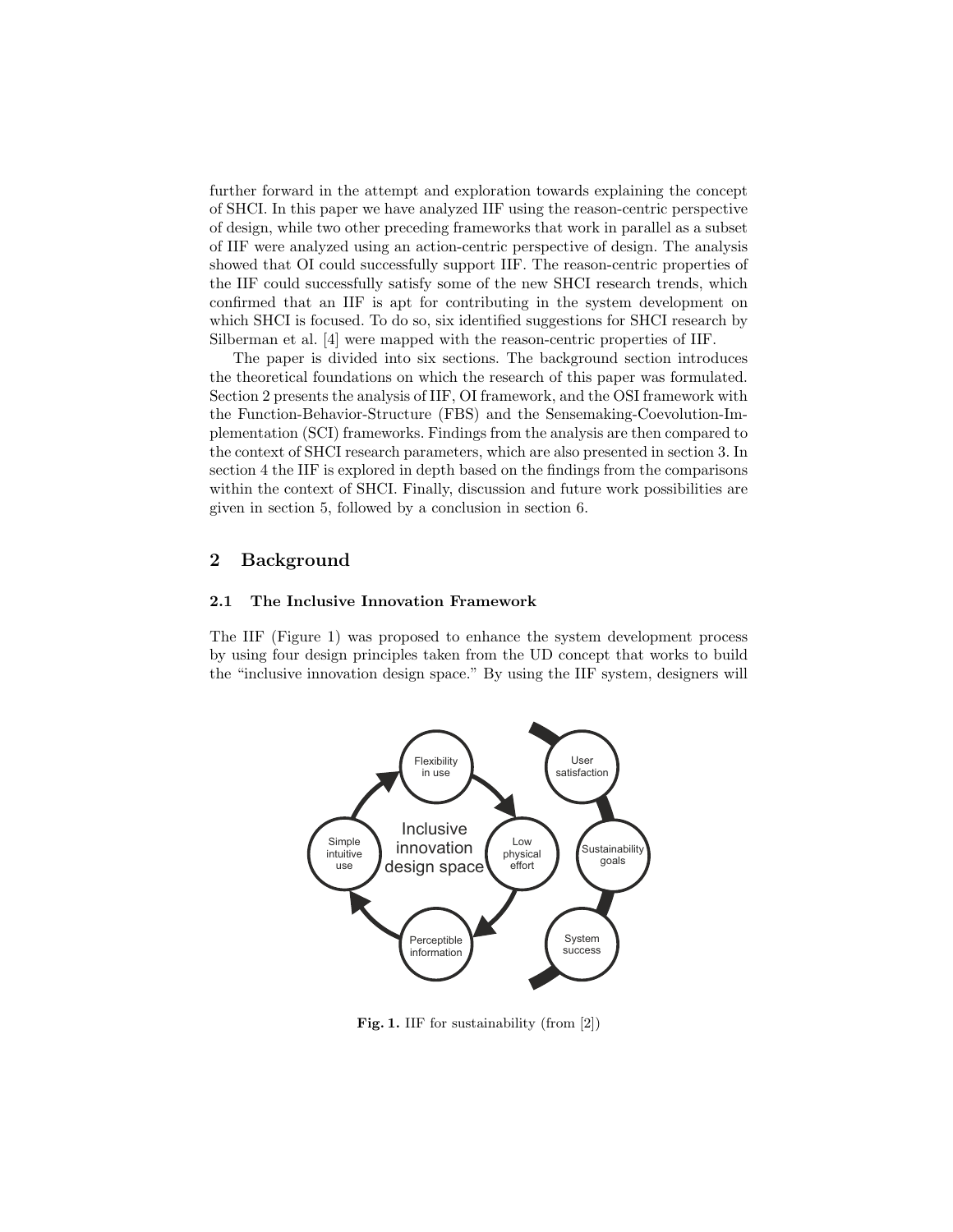further forward in the attempt and exploration towards explaining the concept of SHCI. In this paper we have analyzed IIF using the reason-centric perspective of design, while two other preceding frameworks that work in parallel as a subset of IIF were analyzed using an action-centric perspective of design. The analysis showed that OI could successfully support IIF. The reason-centric properties of the IIF could successfully satisfy some of the new SHCI research trends, which confirmed that an IIF is apt for contributing in the system development on which SHCI is focused. To do so, six identified suggestions for SHCI research by Silberman et al. [4] were mapped with the reason-centric properties of IIF.

The paper is divided into six sections. The background section introduces the theoretical foundations on which the research of this paper was formulated. Section 2 presents the analysis of IIF, OI framework, and the OSI framework with the Function-Behavior-Structure (FBS) and the Sensemaking-Coevolution-Implementation (SCI) frameworks. Findings from the analysis are then compared to the context of SHCI research parameters, which are also presented in section 3. In section 4 the IIF is explored in depth based on the findings from the comparisons within the context of SHCI. Finally, discussion and future work possibilities are given in section 5, followed by a conclusion in section 6.

## 2 Background

### 2.1 The Inclusive Innovation Framework

The IIF (Figure 1) was proposed to enhance the system development process by using four design principles taken from the UD concept that works to build the "inclusive innovation design space." By using the IIF system, designers will

**Fig. 1.** IIF for sustainability (from [2])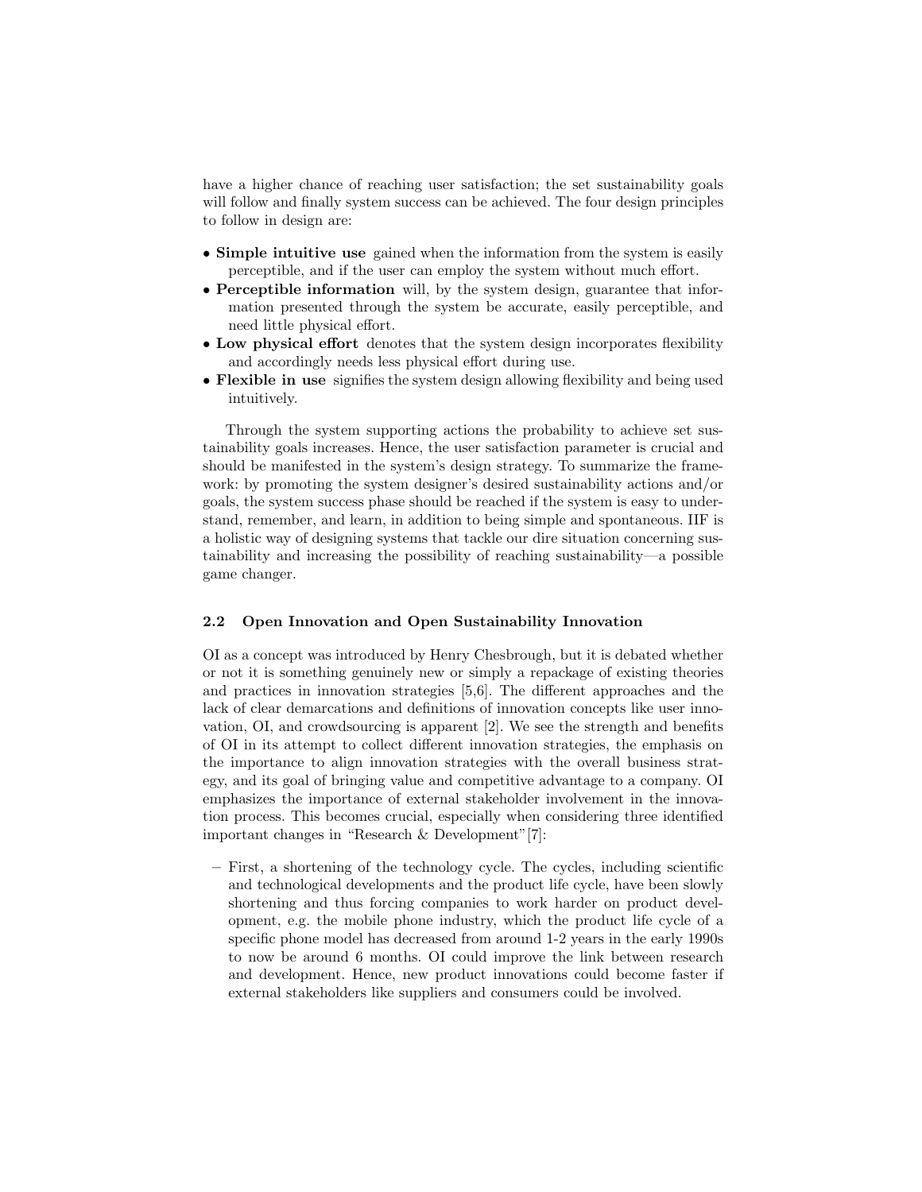have a higher chance of reaching user satisfaction; the set sustainability goals will follow and finally system success can be achieved. The four design principles to follow in design are:

- **Simple intuitive use** gained when the information from the system is easily perceptible, and if the user can employ the system without much effort.
- **Perceptible information** will, by the system design, guarantee that information presented through the system be accurate, easily perceptible, and need little physical effort.
- **Low physical effort** denotes that the system design incorporates flexibility and accordingly needs less physical effort during use.
- **Flexible in use** signifies the system design allowing flexibility and being used intuitively.

Through the system supporting actions the probability to achieve set sustainability goals increases. Hence, the user satisfaction parameter is crucial and should be manifested in the system's design strategy. To summarize the framework: by promoting the system designer's desired sustainability actions and/or goals, the system success phase should be reached if the system is easy to understand, remember, and learn, in addition to being simple and spontaneous. IIF is a holistic way of designing systems that tackle our dire situation concerning sustainability and increasing the possibility of reaching sustainability—a possible game changer.

### 2.2 Open Innovation and Open Sustainability Innovation

OI as a concept was introduced by Henry Chesbrough, but it is debated whether or not it is something genuinely new or simply a repackage of existing theories and practices in innovation strategies [5,6]. The different approaches and the lack of clear demarcations and definitions of innovation concepts like user innovation, OI, and crowdsourcing is apparent [2]. We see the strength and benefits of OI in its attempt to collect different innovation strategies, the emphasis on the importance to align innovation strategies with the overall business strategy, and its goal of bringing value and competitive advantage to a company. OI emphasizes the importance of external stakeholder involvement in the innovation process. This becomes crucial, especially when considering three identified important changes in "Research & Development"[7]:

- First, a shortening of the technology cycle. The cycles, including scientific and technological developments and the product life cycle, have been slowly shortening and thus forcing companies to work harder on product development, e.g. the mobile phone industry, which the product life cycle of a specific phone model has decreased from around 1-2 years in the early 1990s to now be around 6 months. OI could improve the link between research and development. Hence, new product innovations could become faster if external stakeholders like suppliers and consumers could be involved.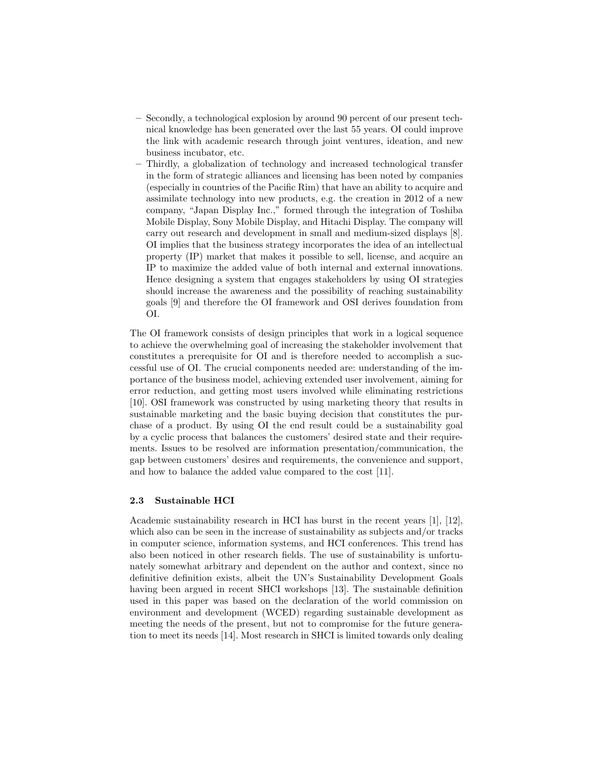- Secondly, a technological explosion by around 90 percent of our present technical knowledge has been generated over the last 55 years. OI could improve the link with academic research through joint ventures, ideation, and new business incubator, etc.
- Thirdly, a globalization of technology and increased technological transfer in the form of strategic alliances and licensing has been noted by companies (especially in countries of the Pacific Rim) that have an ability to acquire and assimilate technology into new products, e.g. the creation in 2012 of a new company, "Japan Display Inc.," formed through the integration of Toshiba Mobile Display, Sony Mobile Display, and Hitachi Display. The company will carry out research and development in small and medium-sized displays [8]. OI implies that the business strategy incorporates the idea of an intellectual property (IP) market that makes it possible to sell, license, and acquire an IP to maximize the added value of both internal and external innovations. Hence designing a system that engages stakeholders by using OI strategies should increase the awareness and the possibility of reaching sustainability goals [9] and therefore the OI framework and OSI derives foundation from OI.

The OI framework consists of design principles that work in a logical sequence to achieve the overwhelming goal of increasing the stakeholder involvement that constitutes a prerequisite for OI and is therefore needed to accomplish a successful use of OI. The crucial components needed are: understanding of the importance of the business model, achieving extended user involvement, aiming for error reduction, and getting most users involved while eliminating restrictions [10]. OSI framework was constructed by using marketing theory that results in sustainable marketing and the basic buying decision that constitutes the purchase of a product. By using OI the end result could be a sustainability goal by a cyclic process that balances the customers' desired state and their requirements. Issues to be resolved are information presentation/communication, the gap between customers' desires and requirements, the convenience and support, and how to balance the added value compared to the cost [11].

### 2.3 Sustainable HCI

Academic sustainability research in HCI has burst in the recent years [1], [12], which also can be seen in the increase of sustainability as subjects and/or tracks in computer science, information systems, and HCI conferences. This trend has also been noticed in other research fields. The use of sustainability is unfortunately somewhat arbitrary and dependent on the author and context, since no definitive definition exists, albeit the UN's Sustainability Development Goals having been argued in recent SHCI workshops [13]. The sustainable definition used in this paper was based on the declaration of the world commission on environment and development (WCED) regarding sustainable development as meeting the needs of the present, but not to compromise for the future generation to meet its needs [14]. Most research in SHCI is limited towards only dealing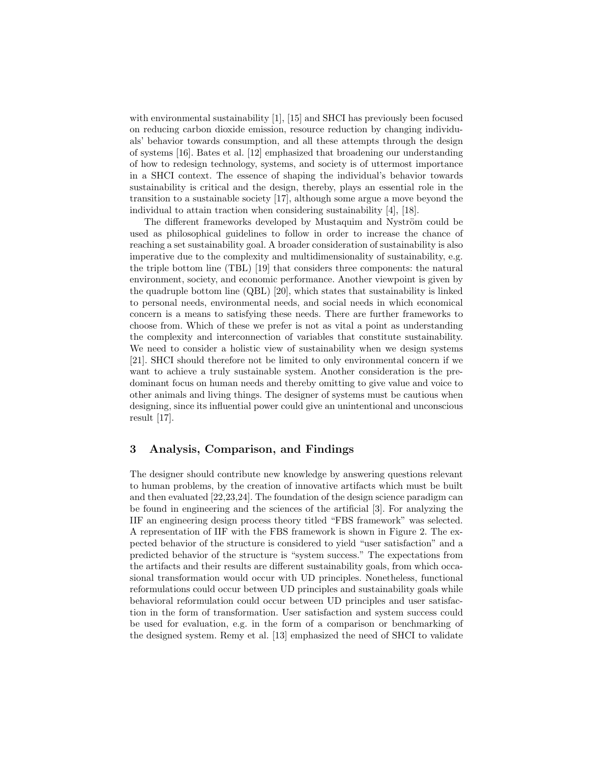with environmental sustainability [1], [15] and SHCI has previously been focused on reducing carbon dioxide emission, resource reduction by changing individuals' behavior towards consumption, and all these attempts through the design of systems [16]. Bates et al. [12] emphasized that broadening our understanding of how to redesign technology, systems, and society is of uttermost importance in a SHCI context. The essence of shaping the individual's behavior towards sustainability is critical and the design, thereby, plays an essential role in the transition to a sustainable society [17], although some argue a move beyond the individual to attain traction when considering sustainability [4], [18].

The different frameworks developed by Mustaquim and Nyström could be used as philosophical guidelines to follow in order to increase the chance of reaching a set sustainability goal. A broader consideration of sustainability is also imperative due to the complexity and multidimensionality of sustainability, e.g. the triple bottom line (TBL) [19] that considers three components: the natural environment, society, and economic performance. Another viewpoint is given by the quadruple bottom line (QBL) [20], which states that sustainability is linked to personal needs, environmental needs, and social needs in which economical concern is a means to satisfying these needs. There are further frameworks to choose from. Which of these we prefer is not as vital a point as understanding the complexity and interconnection of variables that constitute sustainability. We need to consider a holistic view of sustainability when we design systems [21]. SHCI should therefore not be limited to only environmental concern if we want to achieve a truly sustainable system. Another consideration is the predominant focus on human needs and thereby omitting to give value and voice to other animals and living things. The designer of systems must be cautious when designing, since its influential power could give an unintentional and unconscious result [17].

## 3 Analysis, Comparison, and Findings

The designer should contribute new knowledge by answering questions relevant to human problems, by the creation of innovative artifacts which must be built and then evaluated [22,23,24]. The foundation of the design science paradigm can be found in engineering and the sciences of the artificial [3]. For analyzing the IIF an engineering design process theory titled "FBS framework" was selected. A representation of IIF with the FBS framework is shown in Figure 2. The expected behavior of the structure is considered to yield "user satisfaction" and a predicted behavior of the structure is "system success." The expectations from the artifacts and their results are different sustainability goals, from which occasional transformation would occur with UD principles. Nonetheless, functional reformulations could occur between UD principles and sustainability goals while behavioral reformulation could occur between UD principles and user satisfaction in the form of transformation. User satisfaction and system success could be used for evaluation, e.g. in the form of a comparison or benchmarking of the designed system. Remy et al. [13] emphasized the need of SHCI to validate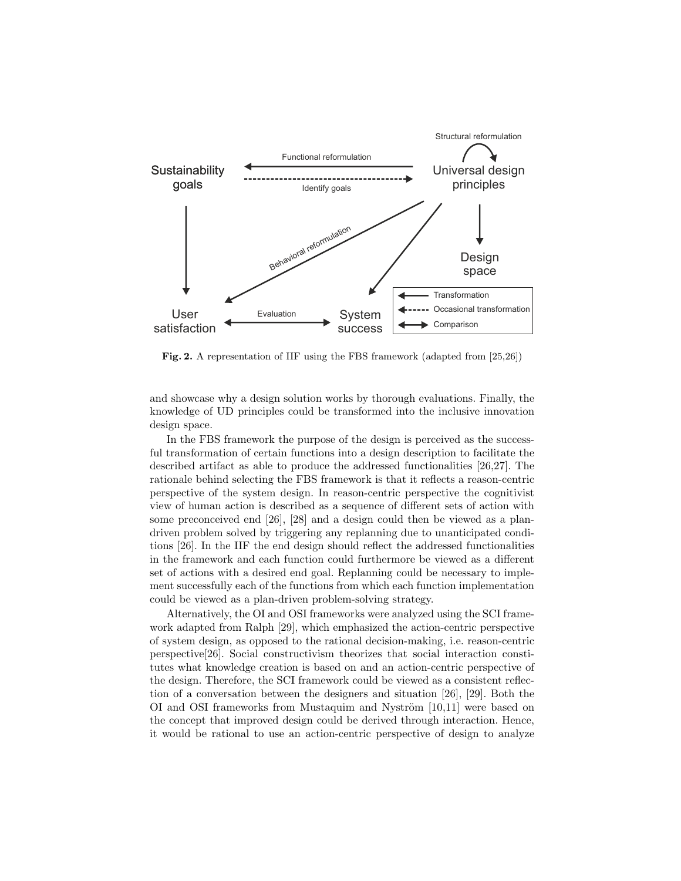**Fig. 2.** A representation of IIF using the FBS framework (adapted from [25,26])

and showcase why a design solution works by thorough evaluations. Finally, the knowledge of UD principles could be transformed into the inclusive innovation design space.

In the FBS framework the purpose of the design is perceived as the successful transformation of certain functions into a design description to facilitate the described artifact as able to produce the addressed functionalities [26,27]. The rationale behind selecting the FBS framework is that it reflects a reason-centric perspective of the system design. In reason-centric perspective the cognitivist view of human action is described as a sequence of different sets of action with some preconceived end [26], [28] and a design could then be viewed as a plan-driven problem solved by triggering any replanning due to unanticipated conditions [26]. In the IIF the end design should reflect the addressed functionalities in the framework and each function could furthermore be viewed as a different set of actions with a desired end goal. Replanning could be necessary to implement successfully each of the functions from which each function implementation could be viewed as a plan-driven problem-solving strategy.

Alternatively, the OI and OSI frameworks were analyzed using the SCI framework adapted from Ralph [29], which emphasized the action-centric perspective of system design, as opposed to the rational decision-making, i.e. reason-centric perspective[26]. Social constructivism theorizes that social interaction constitutes what knowledge creation is based on and an action-centric perspective of the design. Therefore, the SCI framework could be viewed as a consistent reflection of a conversation between the designers and situation [26], [29]. Both the OI and OSI frameworks from Mustaquim and Nyström [10,11] were based on the concept that improved design could be derived through interaction. Hence, it would be rational to use an action-centric perspective of design to analyze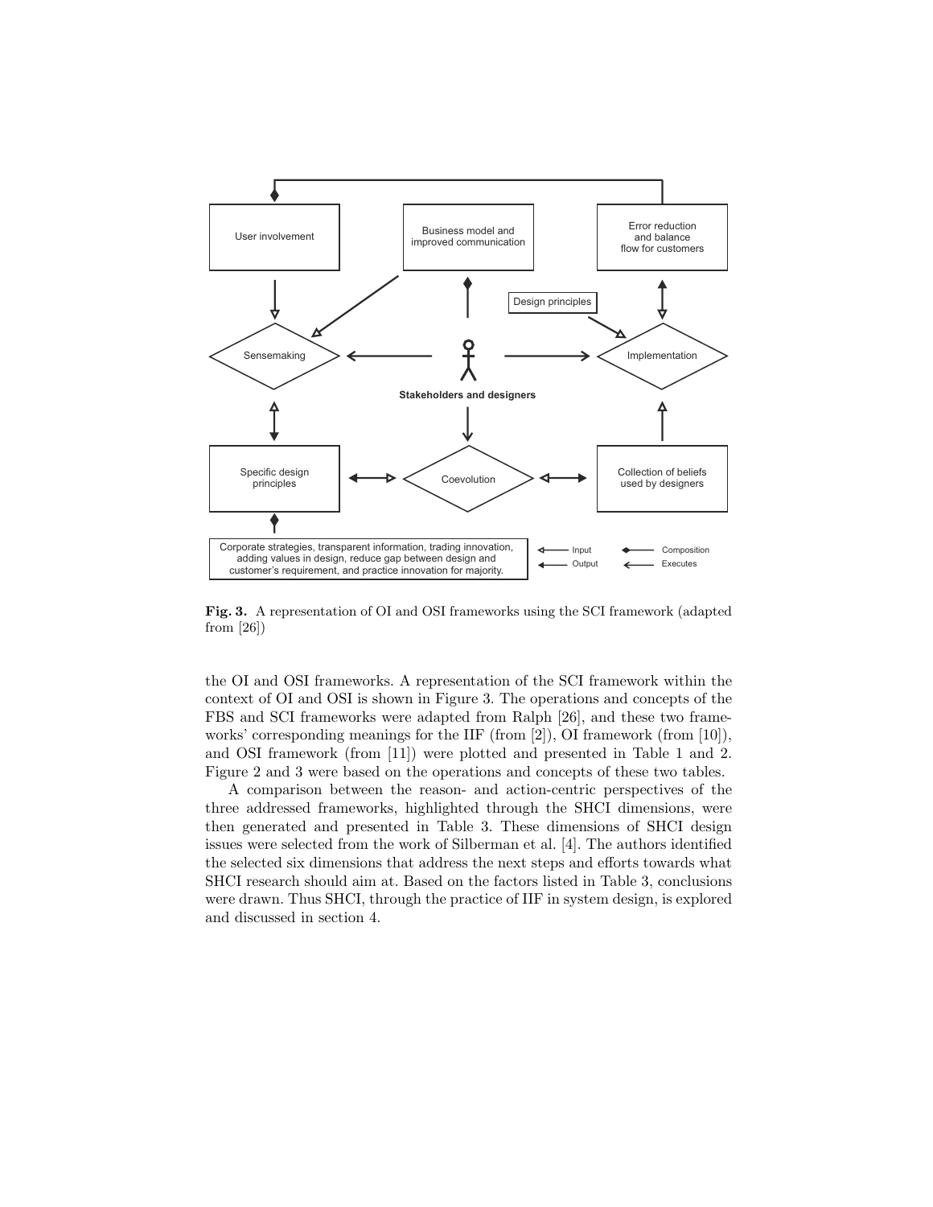**Fig. 3.** A representation of OI and OSI frameworks using the SCI framework (adapted from [26])

the OI and OSI frameworks. A representation of the SCI framework within the context of OI and OSI is shown in Figure 3. The operations and concepts of the FBS and SCI frameworks were adapted from Ralph [26], and these two frameworks' corresponding meanings for the IIF (from [2]), OI framework (from [10]), and OSI framework (from [11]) were plotted and presented in Table 1 and 2. Figure 2 and 3 were based on the operations and concepts of these two tables.

A comparison between the reason- and action-centric perspectives of the three addressed frameworks, highlighted through the SHCI dimensions, were then generated and presented in Table 3. These dimensions of SHCI design issues were selected from the work of Silberman et al. [4]. The authors identified the selected six dimensions that address the next steps and efforts towards what SHCI research should aim at. Based on the factors listed in Table 3, conclusions were drawn. Thus SHCI, through the practice of IIF in system design, is explored and discussed in section 4.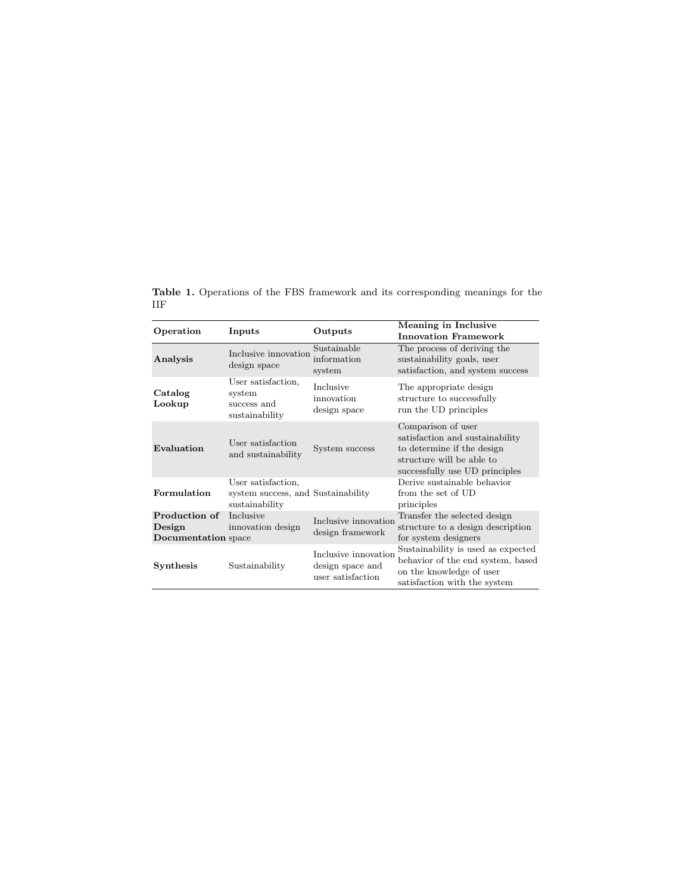**Table 1.** Operations of the FBS framework and its corresponding meanings for the IIF

| Operation | Inputs | Outputs | Meaning in Inclusive Innovation Framework |
|---|---|---|---|
| **Analysis** | Inclusive innovation design space | Sustainable information system | The process of deriving the sustainability goals, user satisfaction, and system success |
| **Catalog Lookup** | User satisfaction, system success and sustainability | Inclusive innovation design space | The appropriate design structure to successfully run the UD principles |
| **Evaluation** | User satisfaction and sustainability | System success | Comparison of user satisfaction and sustainability to determine if the design structure will be able to successfully use UD principles |
| **Formulation** | User satisfaction, system success, and sustainability | Sustainability | Derive sustainable behavior from the set of UD principles |
| **Production of Design Documentation** | Inclusive innovation design space | Inclusive innovation design framework | Transfer the selected design structure to a design description for system designers |
| **Synthesis** | Sustainability | Inclusive innovation design space and user satisfaction | Sustainability is used as expected behavior of the end system, based on the knowledge of user satisfaction with the system |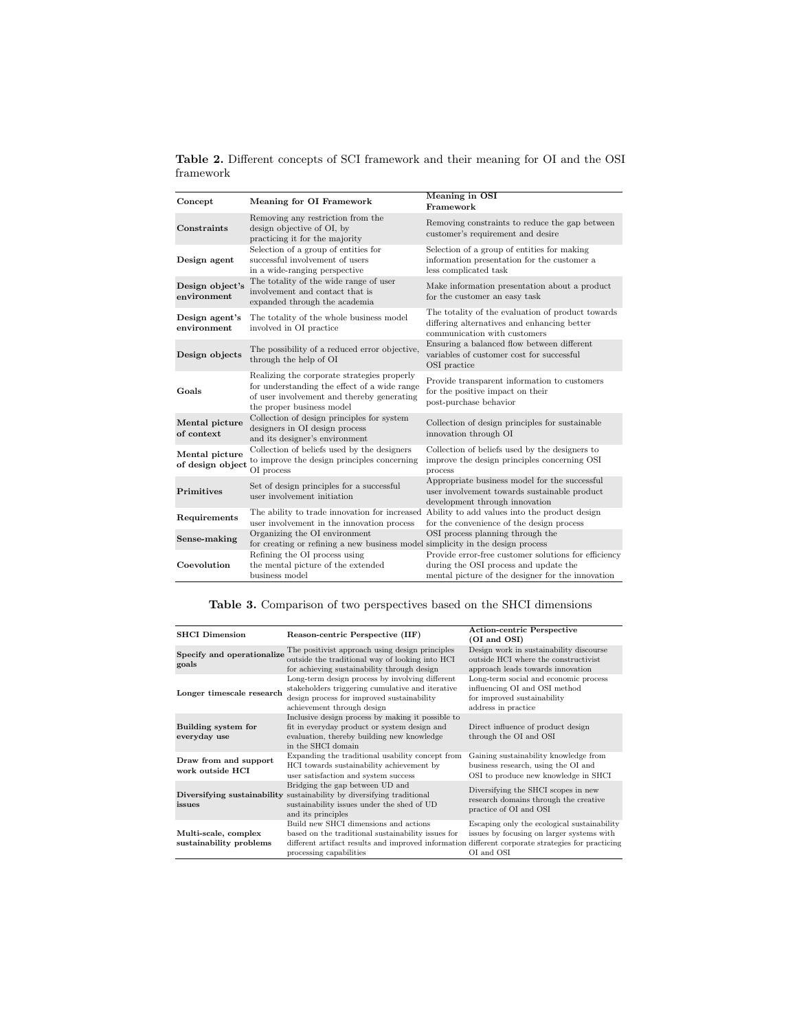**Table 2.** Different concepts of SCI framework and their meaning for OI and the OSI framework

| Concept | Meaning for OI Framework | Meaning in OSI Framework |
|---|---|---|
| **Constraints** | Removing any restriction from the design objective of OI, by practicing it for the majority | Removing constraints to reduce the gap between customer's requirement and desire |
| **Design agent** | Selection of a group of entities for successful involvement of users in a wide-ranging perspective | Selection of a group of entities for making information presentation for the customer a less complicated task |
| **Design object's environment** | The totality of the wide range of user involvement and contact that is expanded through the academia | Make information presentation about a product for the customer an easy task |
| **Design agent's environment** | The totality of the whole business model involved in OI practice | The totality of the evaluation of product towards differing alternatives and enhancing better communication with customers |
| **Design objects** | The possibility of a reduced error objective, through the help of OI | Ensuring a balanced flow between different variables of customer cost for successful OSI practice |
| **Goals** | Realizing the corporate strategies properly for understanding the effect of a wide range of user involvement and thereby generating the proper business model | Provide transparent information to customers for the positive impact on their post-purchase behavior |
| **Mental picture of context** | Collection of design principles for system designers in OI design process and its designer's environment | Collection of design principles for sustainable innovation through OI |
| **Mental picture of design object** | Collection of beliefs used by the designers to improve the design principles concerning OI process | Collection of beliefs used by the designers to improve the design principles concerning OSI process |
| **Primitives** | Set of design principles for a successful user involvement initiation | Appropriate business model for the successful user involvement towards sustainable product development through innovation |
| **Requirements** | The ability to trade innovation for increased user involvement in the innovation process | Ability to add values into the product design for the convenience of the design process |
| **Sense-making** | Organizing the OI environment for creating or refining a new business model | OSI process planning through the simplicity in the design process |
| **Coevolution** | Refining the OI process using the mental picture of the extended business model | Provide error-free customer solutions for efficiency during the OSI process and update the mental picture of the designer for the innovation |

**Table 3.** Comparison of two perspectives based on the SHCI dimensions

| SHCI Dimension | Reason-centric Perspective (IIF) | Action-centric Perspective (OI and OSI) |
|---|---|---|
| **Specify and operationalize goals** | The positivist approach using design principles outside the traditional way of looking into HCI for achieving sustainability through design | Design work in sustainability discourse outside HCI where the constructivist approach leads towards innovation |
| **Longer timescale research** | Long-term design process by involving different stakeholders triggering cumulative and iterative design process for improved sustainability achievement through design | Long-term social and economic process influencing OI and OSI method for improved sustainability address in practice |
| **Building system for everyday use** | Inclusive design process by making it possible to fit in everyday product or system design and evaluation, thereby building new knowledge in the SHCI domain | Direct influence of product design through the OI and OSI |
| **Draw from and support work outside HCI** | Expanding the traditional usability concept from HCI towards sustainability achievement by user satisfaction and system success | Gaining sustainability knowledge from business research, using the OI and OSI to produce new knowledge in SHCI |
| **Diversifying sustainability issues** | Bridging the gap between UD and sustainability by diversifying traditional sustainability issues under the shed of UD and its principles | Diversifying the SHCI scopes in new research domains through the creative practice of OI and OSI |
| **Multi-scale, complex sustainability problems** | Build new SHCI dimensions and actions based on the traditional sustainability issues for different artifact results and improved information processing capabilities | Escaping only the ecological sustainability issues by focusing on larger systems with different corporate strategies for practicing OI and OSI |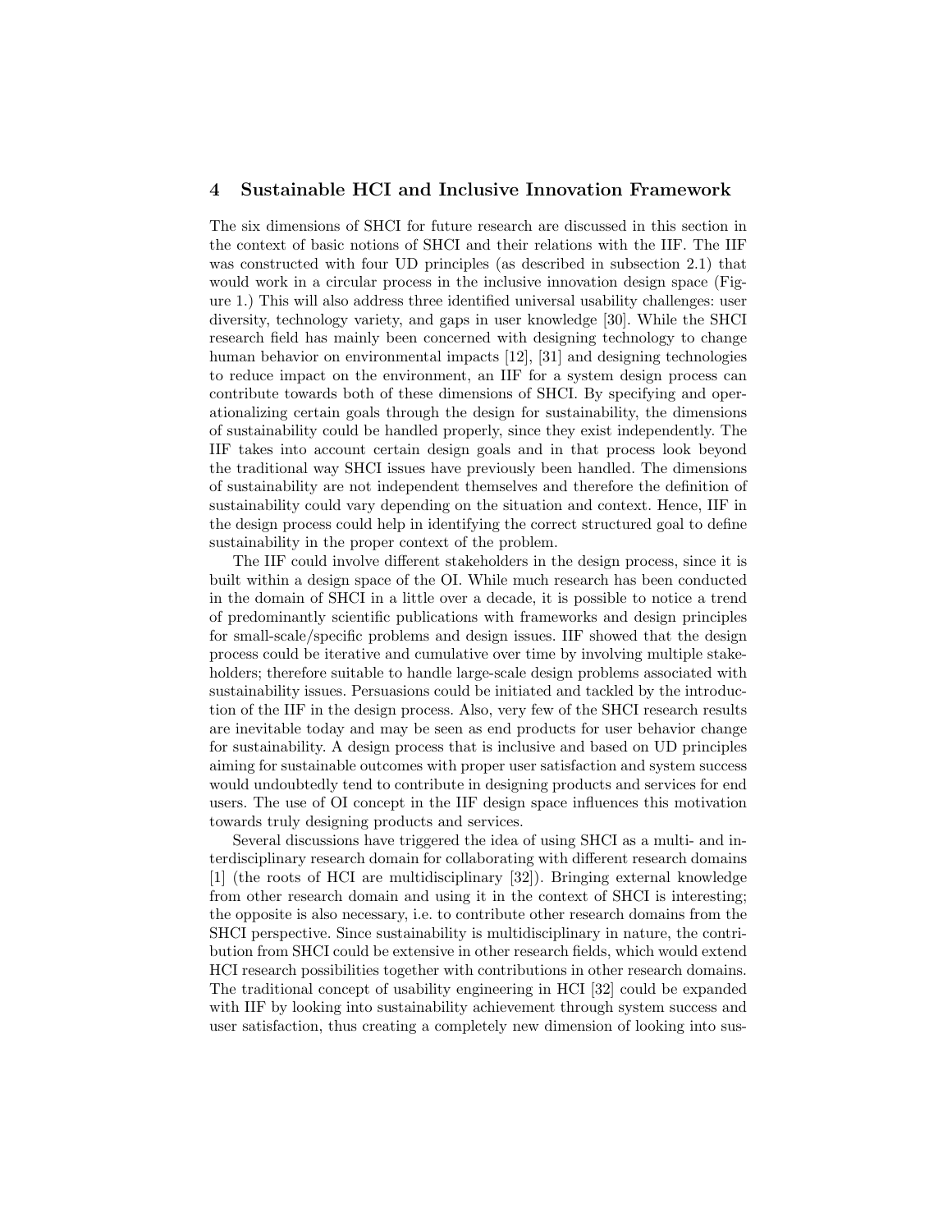## 4 Sustainable HCI and Inclusive Innovation Framework

The six dimensions of SHCI for future research are discussed in this section in the context of basic notions of SHCI and their relations with the IIF. The IIF was constructed with four UD principles (as described in subsection 2.1) that would work in a circular process in the inclusive innovation design space (Figure 1.) This will also address three identified universal usability challenges: user diversity, technology variety, and gaps in user knowledge [30]. While the SHCI research field has mainly been concerned with designing technology to change human behavior on environmental impacts [12], [31] and designing technologies to reduce impact on the environment, an IIF for a system design process can contribute towards both of these dimensions of SHCI. By specifying and operationalizing certain goals through the design for sustainability, the dimensions of sustainability could be handled properly, since they exist independently. The IIF takes into account certain design goals and in that process look beyond the traditional way SHCI issues have previously been handled. The dimensions of sustainability are not independent themselves and therefore the definition of sustainability could vary depending on the situation and context. Hence, IIF in the design process could help in identifying the correct structured goal to define sustainability in the proper context of the problem.

The IIF could involve different stakeholders in the design process, since it is built within a design space of the OI. While much research has been conducted in the domain of SHCI in a little over a decade, it is possible to notice a trend of predominantly scientific publications with frameworks and design principles for small-scale/specific problems and design issues. IIF showed that the design process could be iterative and cumulative over time by involving multiple stakeholders; therefore suitable to handle large-scale design problems associated with sustainability issues. Persuasions could be initiated and tackled by the introduction of the IIF in the design process. Also, very few of the SHCI research results are inevitable today and may be seen as end products for user behavior change for sustainability. A design process that is inclusive and based on UD principles aiming for sustainable outcomes with proper user satisfaction and system success would undoubtedly tend to contribute in designing products and services for end users. The use of OI concept in the IIF design space influences this motivation towards truly designing products and services.

Several discussions have triggered the idea of using SHCI as a multi- and interdisciplinary research domain for collaborating with different research domains [1] (the roots of HCI are multidisciplinary [32]). Bringing external knowledge from other research domain and using it in the context of SHCI is interesting; the opposite is also necessary, i.e. to contribute other research domains from the SHCI perspective. Since sustainability is multidisciplinary in nature, the contribution from SHCI could be extensive in other research fields, which would extend HCI research possibilities together with contributions in other research domains. The traditional concept of usability engineering in HCI [32] could be expanded with IIF by looking into sustainability achievement through system success and user satisfaction, thus creating a completely new dimension of looking into sus-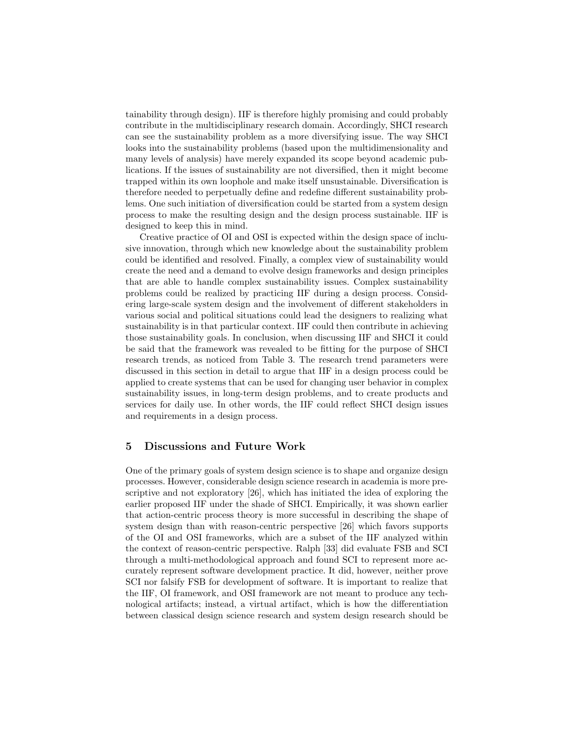tainability through design). IIF is therefore highly promising and could probably contribute in the multidisciplinary research domain. Accordingly, SHCI research can see the sustainability problem as a more diversifying issue. The way SHCI looks into the sustainability problems (based upon the multidimensionality and many levels of analysis) have merely expanded its scope beyond academic publications. If the issues of sustainability are not diversified, then it might become trapped within its own loophole and make itself unsustainable. Diversification is therefore needed to perpetually define and redefine different sustainability problems. One such initiation of diversification could be started from a system design process to make the resulting design and the design process sustainable. IIF is designed to keep this in mind.

Creative practice of OI and OSI is expected within the design space of inclusive innovation, through which new knowledge about the sustainability problem could be identified and resolved. Finally, a complex view of sustainability would create the need and a demand to evolve design frameworks and design principles that are able to handle complex sustainability issues. Complex sustainability problems could be realized by practicing IIF during a design process. Considering large-scale system design and the involvement of different stakeholders in various social and political situations could lead the designers to realizing what sustainability is in that particular context. IIF could then contribute in achieving those sustainability goals. In conclusion, when discussing IIF and SHCI it could be said that the framework was revealed to be fitting for the purpose of SHCI research trends, as noticed from Table 3. The research trend parameters were discussed in this section in detail to argue that IIF in a design process could be applied to create systems that can be used for changing user behavior in complex sustainability issues, in long-term design problems, and to create products and services for daily use. In other words, the IIF could reflect SHCI design issues and requirements in a design process.

## 5 Discussions and Future Work

One of the primary goals of system design science is to shape and organize design processes. However, considerable design science research in academia is more prescriptive and not exploratory [26], which has initiated the idea of exploring the earlier proposed IIF under the shade of SHCI. Empirically, it was shown earlier that action-centric process theory is more successful in describing the shape of system design than with reason-centric perspective [26] which favors supports of the OI and OSI frameworks, which are a subset of the IIF analyzed within the context of reason-centric perspective. Ralph [33] did evaluate FSB and SCI through a multi-methodological approach and found SCI to represent more accurately represent software development practice. It did, however, neither prove SCI nor falsify FSB for development of software. It is important to realize that the IIF, OI framework, and OSI framework are not meant to produce any technological artifacts; instead, a virtual artifact, which is how the differentiation between classical design science research and system design research should be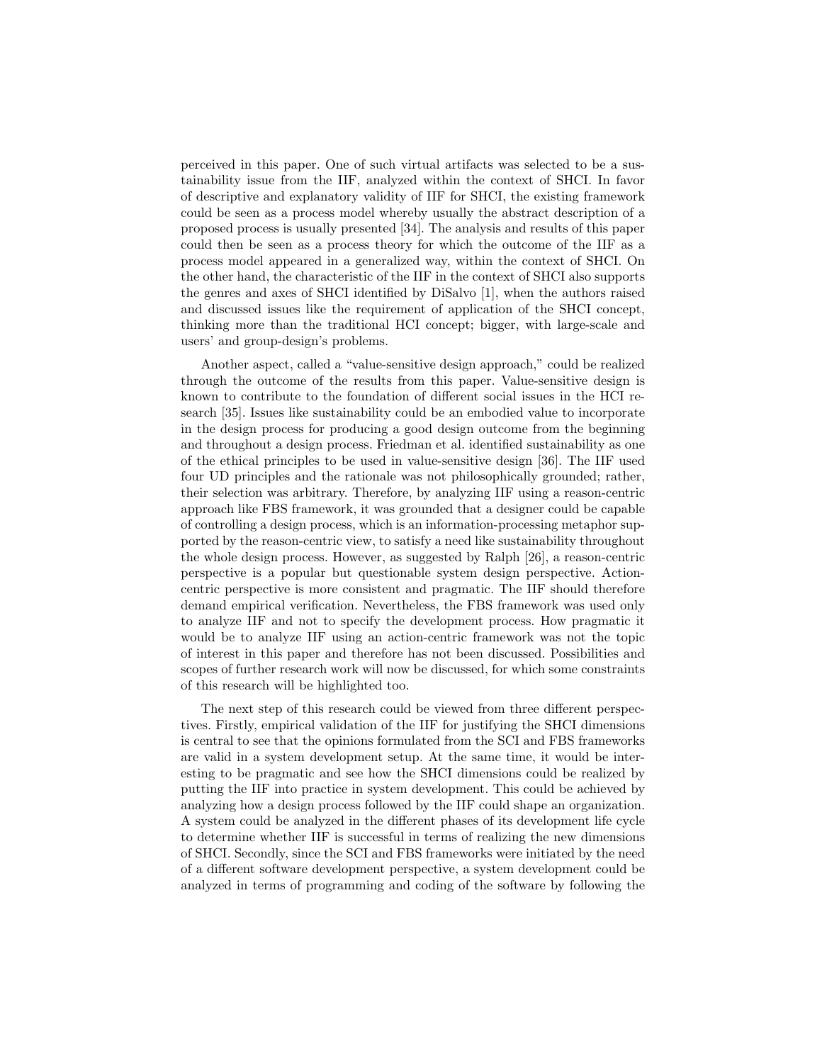perceived in this paper. One of such virtual artifacts was selected to be a sustainability issue from the IIF, analyzed within the context of SHCI. In favor of descriptive and explanatory validity of IIF for SHCI, the existing framework could be seen as a process model whereby usually the abstract description of a proposed process is usually presented [34]. The analysis and results of this paper could then be seen as a process theory for which the outcome of the IIF as a process model appeared in a generalized way, within the context of SHCI. On the other hand, the characteristic of the IIF in the context of SHCI also supports the genres and axes of SHCI identified by DiSalvo [1], when the authors raised and discussed issues like the requirement of application of the SHCI concept, thinking more than the traditional HCI concept; bigger, with large-scale and users' and group-design's problems.

Another aspect, called a "value-sensitive design approach," could be realized through the outcome of the results from this paper. Value-sensitive design is known to contribute to the foundation of different social issues in the HCI research [35]. Issues like sustainability could be an embodied value to incorporate in the design process for producing a good design outcome from the beginning and throughout a design process. Friedman et al. identified sustainability as one of the ethical principles to be used in value-sensitive design [36]. The IIF used four UD principles and the rationale was not philosophically grounded; rather, their selection was arbitrary. Therefore, by analyzing IIF using a reason-centric approach like FBS framework, it was grounded that a designer could be capable of controlling a design process, which is an information-processing metaphor supported by the reason-centric view, to satisfy a need like sustainability throughout the whole design process. However, as suggested by Ralph [26], a reason-centric perspective is a popular but questionable system design perspective. Action-centric perspective is more consistent and pragmatic. The IIF should therefore demand empirical verification. Nevertheless, the FBS framework was used only to analyze IIF and not to specify the development process. How pragmatic it would be to analyze IIF using an action-centric framework was not the topic of interest in this paper and therefore has not been discussed. Possibilities and scopes of further research work will now be discussed, for which some constraints of this research will be highlighted too.

The next step of this research could be viewed from three different perspectives. Firstly, empirical validation of the IIF for justifying the SHCI dimensions is central to see that the opinions formulated from the SCI and FBS frameworks are valid in a system development setup. At the same time, it would be interesting to be pragmatic and see how the SHCI dimensions could be realized by putting the IIF into practice in system development. This could be achieved by analyzing how a design process followed by the IIF could shape an organization. A system could be analyzed in the different phases of its development life cycle to determine whether IIF is successful in terms of realizing the new dimensions of SHCI. Secondly, since the SCI and FBS frameworks were initiated by the need of a different software development perspective, a system development could be analyzed in terms of programming and coding of the software by following the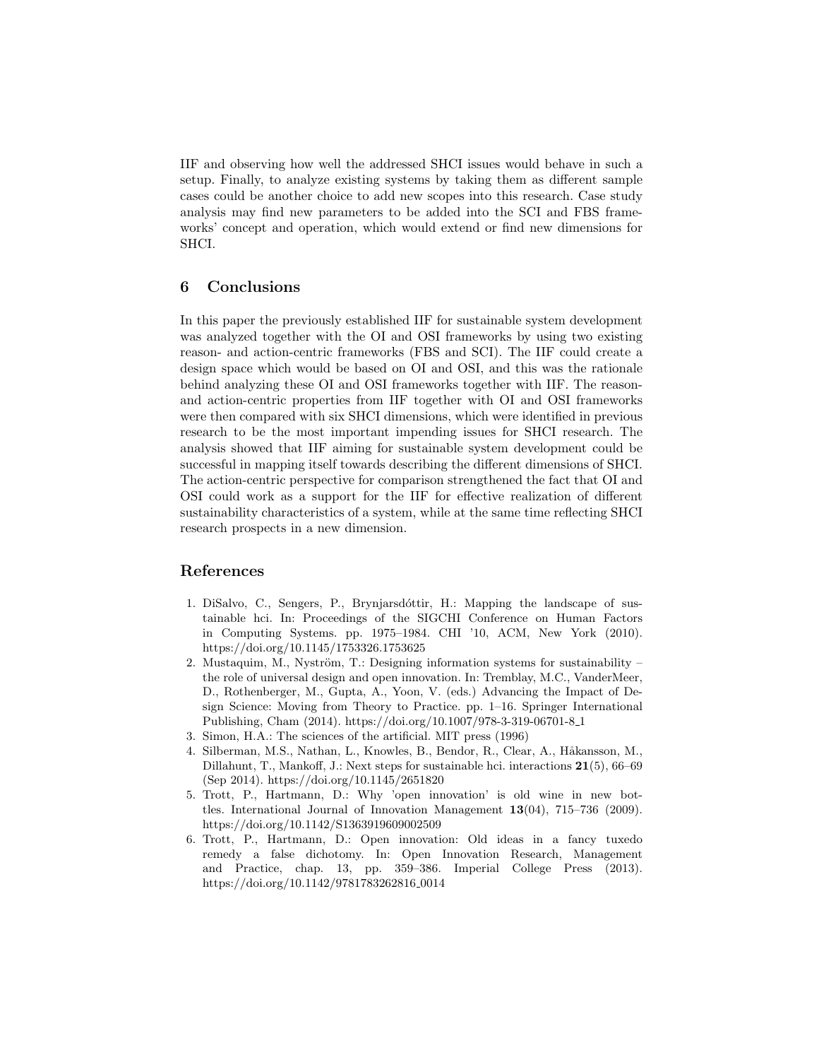IIF and observing how well the addressed SHCI issues would behave in such a setup. Finally, to analyze existing systems by taking them as different sample cases could be another choice to add new scopes into this research. Case study analysis may find new parameters to be added into the SCI and FBS frameworks' concept and operation, which would extend or find new dimensions for SHCI.

## 6 Conclusions

In this paper the previously established IIF for sustainable system development was analyzed together with the OI and OSI frameworks by using two existing reason- and action-centric frameworks (FBS and SCI). The IIF could create a design space which would be based on OI and OSI, and this was the rationale behind analyzing these OI and OSI frameworks together with IIF. The reason- and action-centric properties from IIF together with OI and OSI frameworks were then compared with six SHCI dimensions, which were identified in previous research to be the most important impending issues for SHCI research. The analysis showed that IIF aiming for sustainable system development could be successful in mapping itself towards describing the different dimensions of SHCI. The action-centric perspective for comparison strengthened the fact that OI and OSI could work as a support for the IIF for effective realization of different sustainability characteristics of a system, while at the same time reflecting SHCI research prospects in a new dimension.

## References

1. DiSalvo, C., Sengers, P., Brynjarsdóttir, H.: Mapping the landscape of sustainable hci. In: Proceedings of the SIGCHI Conference on Human Factors in Computing Systems. pp. 1975–1984. CHI '10, ACM, New York (2010). https://doi.org/10.1145/1753326.1753625
2. Mustaquim, M., Nyström, T.: Designing information systems for sustainability – the role of universal design and open innovation. In: Tremblay, M.C., VanderMeer, D., Rothenberger, M., Gupta, A., Yoon, V. (eds.) Advancing the Impact of Design Science: Moving from Theory to Practice. pp. 1–16. Springer International Publishing, Cham (2014). https://doi.org/10.1007/978-3-319-06701-8_1
3. Simon, H.A.: The sciences of the artificial. MIT press (1996)
4. Silberman, M.S., Nathan, L., Knowles, B., Bendor, R., Clear, A., Håkansson, M., Dillahunt, T., Mankoff, J.: Next steps for sustainable hci. interactions **21**(5), 66–69 (Sep 2014). https://doi.org/10.1145/2651820
5. Trott, P., Hartmann, D.: Why 'open innovation' is old wine in new bottles. International Journal of Innovation Management **13**(04), 715–736 (2009). https://doi.org/10.1142/S1363919609002509
6. Trott, P., Hartmann, D.: Open innovation: Old ideas in a fancy tuxedo remedy a false dichotomy. In: Open Innovation Research, Management and Practice, chap. 13, pp. 359–386. Imperial College Press (2013). https://doi.org/10.1142/9781783262816_0014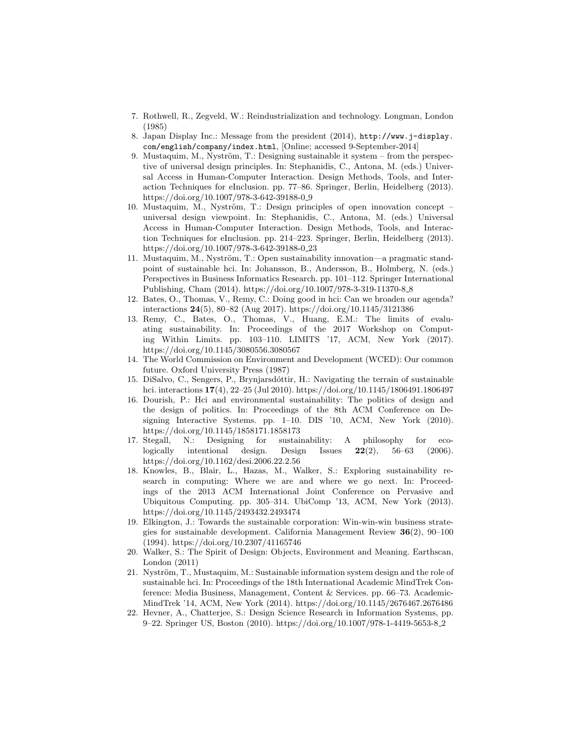7. Rothwell, R., Zegveld, W.: Reindustrialization and technology. Longman, London (1985)
8. Japan Display Inc.: Message from the president (2014), http://www.j-display.com/english/company/index.html, [Online; accessed 9-September-2014]
9. Mustaquim, M., Nyström, T.: Designing sustainable it system – from the perspective of universal design principles. In: Stephanidis, C., Antona, M. (eds.) Universal Access in Human-Computer Interaction. Design Methods, Tools, and Interaction Techniques for eInclusion. pp. 77–86. Springer, Berlin, Heidelberg (2013). https://doi.org/10.1007/978-3-642-39188-0_9
10. Mustaquim, M., Nyström, T.: Design principles of open innovation concept – universal design viewpoint. In: Stephanidis, C., Antona, M. (eds.) Universal Access in Human-Computer Interaction. Design Methods, Tools, and Interaction Techniques for eInclusion. pp. 214–223. Springer, Berlin, Heidelberg (2013). https://doi.org/10.1007/978-3-642-39188-0_23
11. Mustaquim, M., Nyström, T.: Open sustainability innovation—a pragmatic standpoint of sustainable hci. In: Johansson, B., Andersson, B., Holmberg, N. (eds.) Perspectives in Business Informatics Research. pp. 101–112. Springer International Publishing, Cham (2014). https://doi.org/10.1007/978-3-319-11370-8_8
12. Bates, O., Thomas, V., Remy, C.: Doing good in hci: Can we broaden our agenda? interactions **24**(5), 80–82 (Aug 2017). https://doi.org/10.1145/3121386
13. Remy, C., Bates, O., Thomas, V., Huang, E.M.: The limits of evaluating sustainability. In: Proceedings of the 2017 Workshop on Computing Within Limits. pp. 103–110. LIMITS '17, ACM, New York (2017). https://doi.org/10.1145/3080556.3080567
14. The World Commission on Environment and Development (WCED): Our common future. Oxford University Press (1987)
15. DiSalvo, C., Sengers, P., Brynjarsdóttir, H.: Navigating the terrain of sustainable hci. interactions **17**(4), 22–25 (Jul 2010). https://doi.org/10.1145/1806491.1806497
16. Dourish, P.: Hci and environmental sustainability: The politics of design and the design of politics. In: Proceedings of the 8th ACM Conference on Designing Interactive Systems. pp. 1–10. DIS '10, ACM, New York (2010). https://doi.org/10.1145/1858171.1858173
17. Stegall, N.: Designing for sustainability: A philosophy for ecologically intentional design. Design Issues **22**(2), 56–63 (2006). https://doi.org/10.1162/desi.2006.22.2.56
18. Knowles, B., Blair, L., Hazas, M., Walker, S.: Exploring sustainability research in computing: Where we are and where we go next. In: Proceedings of the 2013 ACM International Joint Conference on Pervasive and Ubiquitous Computing. pp. 305–314. UbiComp '13, ACM, New York (2013). https://doi.org/10.1145/2493432.2493474
19. Elkington, J.: Towards the sustainable corporation: Win-win-win business strategies for sustainable development. California Management Review **36**(2), 90–100 (1994). https://doi.org/10.2307/41165746
20. Walker, S.: The Spirit of Design: Objects, Environment and Meaning. Earthscan, London (2011)
21. Nyström, T., Mustaquim, M.: Sustainable information system design and the role of sustainable hci. In: Proceedings of the 18th International Academic MindTrek Conference: Media Business, Management, Content & Services. pp. 66–73. AcademicMindTrek '14, ACM, New York (2014). https://doi.org/10.1145/2676467.2676486
22. Hevner, A., Chatterjee, S.: Design Science Research in Information Systems, pp. 9–22. Springer US, Boston (2010). https://doi.org/10.1007/978-1-4419-5653-8_2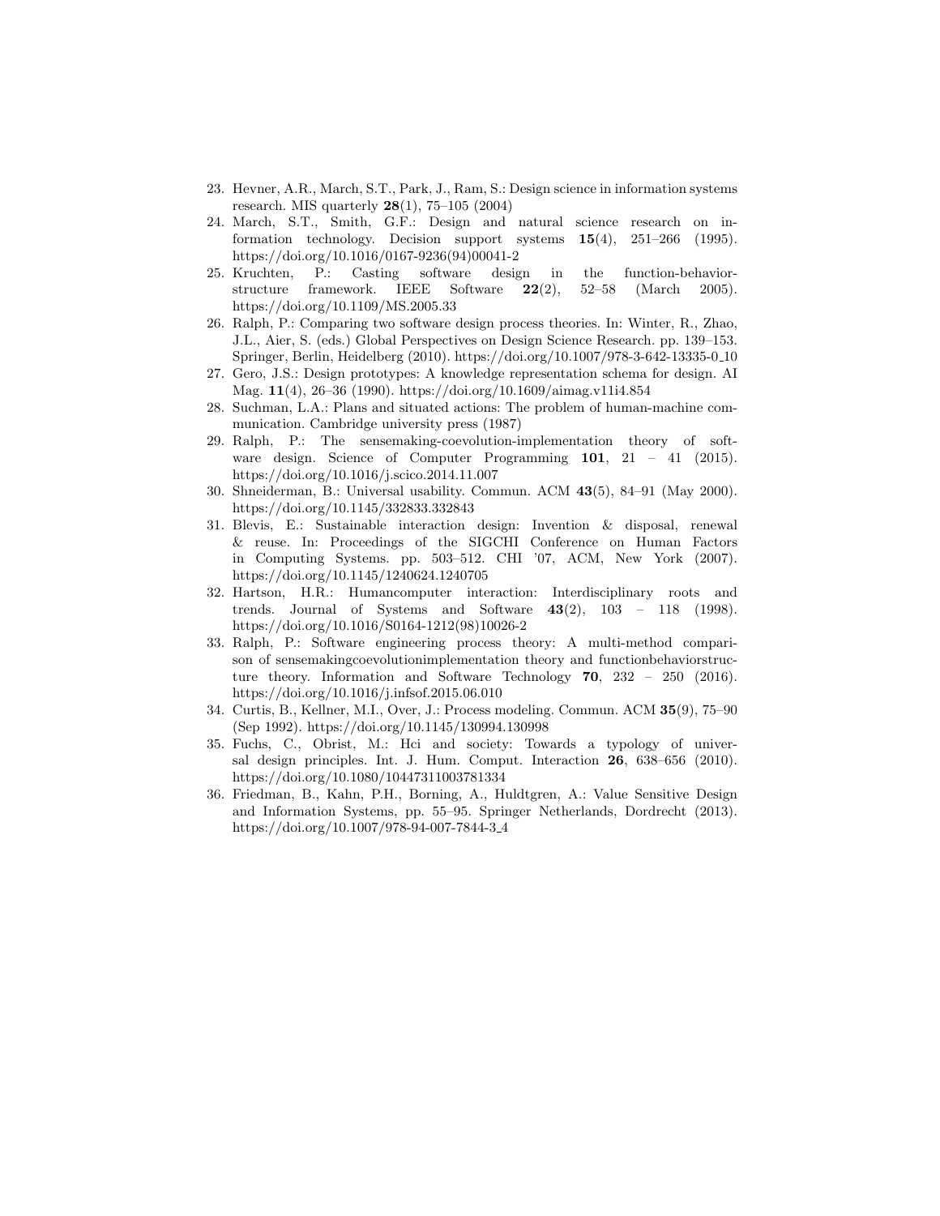23. Hevner, A.R., March, S.T., Park, J., Ram, S.: Design science in information systems research. MIS quarterly **28**(1), 75–105 (2004)
24. March, S.T., Smith, G.F.: Design and natural science research on information technology. Decision support systems **15**(4), 251–266 (1995). https://doi.org/10.1016/0167-9236(94)00041-2
25. Kruchten, P.: Casting software design in the function-behavior-structure framework. IEEE Software **22**(2), 52–58 (March 2005). https://doi.org/10.1109/MS.2005.33
26. Ralph, P.: Comparing two software design process theories. In: Winter, R., Zhao, J.L., Aier, S. (eds.) Global Perspectives on Design Science Research. pp. 139–153. Springer, Berlin, Heidelberg (2010). https://doi.org/10.1007/978-3-642-13335-0_10
27. Gero, J.S.: Design prototypes: A knowledge representation schema for design. AI Mag. **11**(4), 26–36 (1990). https://doi.org/10.1609/aimag.v11i4.854
28. Suchman, L.A.: Plans and situated actions: The problem of human-machine communication. Cambridge university press (1987)
29. Ralph, P.: The sensemaking-coevolution-implementation theory of software design. Science of Computer Programming **101**, 21 – 41 (2015). https://doi.org/10.1016/j.scico.2014.11.007
30. Shneiderman, B.: Universal usability. Commun. ACM **43**(5), 84–91 (May 2000). https://doi.org/10.1145/332833.332843
31. Blevis, E.: Sustainable interaction design: Invention & disposal, renewal & reuse. In: Proceedings of the SIGCHI Conference on Human Factors in Computing Systems. pp. 503–512. CHI '07, ACM, New York (2007). https://doi.org/10.1145/1240624.1240705
32. Hartson, H.R.: Humancomputer interaction: Interdisciplinary roots and trends. Journal of Systems and Software **43**(2), 103 – 118 (1998). https://doi.org/10.1016/S0164-1212(98)10026-2
33. Ralph, P.: Software engineering process theory: A multi-method comparison of sensemakingcoevolutionimplementation theory and functionbehaviorstructure theory. Information and Software Technology **70**, 232 – 250 (2016). https://doi.org/10.1016/j.infsof.2015.06.010
34. Curtis, B., Kellner, M.I., Over, J.: Process modeling. Commun. ACM **35**(9), 75–90 (Sep 1992). https://doi.org/10.1145/130994.130998
35. Fuchs, C., Obrist, M.: Hci and society: Towards a typology of universal design principles. Int. J. Hum. Comput. Interaction **26**, 638–656 (2010). https://doi.org/10.1080/10447311003781334
36. Friedman, B., Kahn, P.H., Borning, A., Huldtgren, A.: Value Sensitive Design and Information Systems, pp. 55–95. Springer Netherlands, Dordrecht (2013). https://doi.org/10.1007/978-94-007-7844-3_4